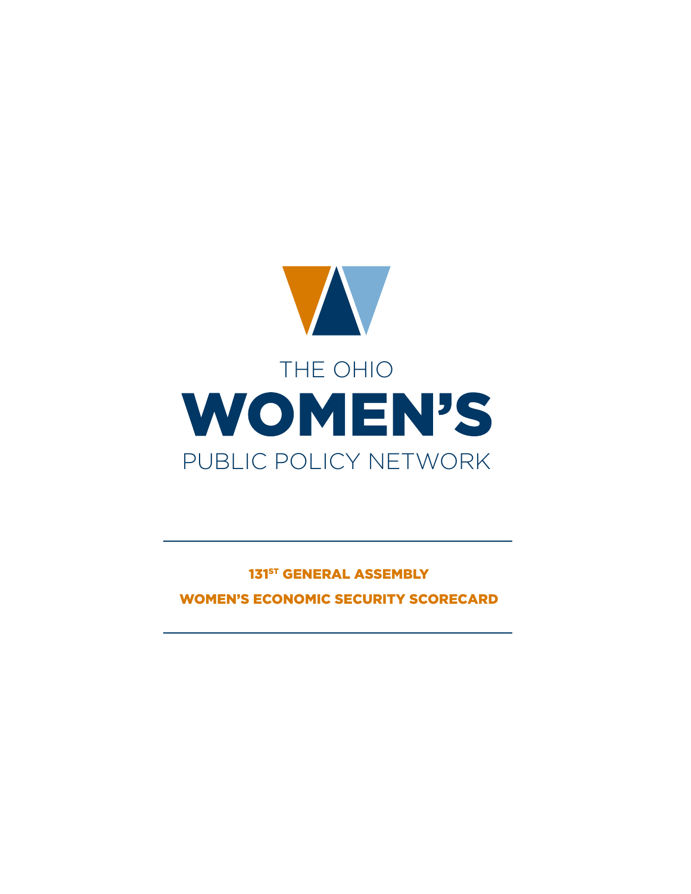THE OHIO

# WOMEN'S

PUBLIC POLICY NETWORK

---

## 131ST GENERAL ASSEMBLY

## WOMEN'S ECONOMIC SECURITY SCORECARD

---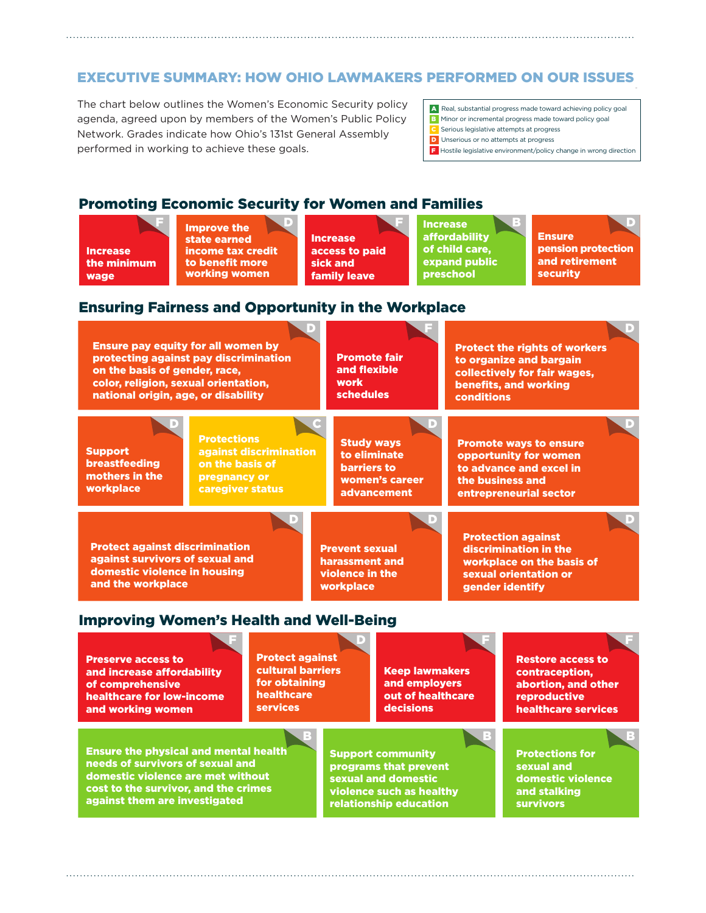## EXECUTIVE SUMMARY: HOW OHIO LAWMAKERS PERFORMED ON OUR ISSUES

The chart below outlines the Women's Economic Security policy agenda, agreed upon by members of the Women's Public Policy Network. Grades indicate how Ohio's 131st General Assembly performed in working to achieve these goals.

- **A** Real, substantial progress made toward achieving policy goal
- **B** Minor or incremental progress made toward policy goal
- **C** Serious legislative attempts at progress
- **D** Unserious or no attempts at progress
- **F** Hostile legislative environment/policy change in wrong direction

### Promoting Economic Security for Women and Families

| Issue | Grade |
| --- | --- |
| Increase the minimum wage | F |
| Improve the state earned income tax credit to benefit more working women | D |
| Increase access to paid sick and family leave | F |
| Increase affordability of child care, expand public preschool | B |
| Ensure pension protection and retirement security | D |

### Ensuring Fairness and Opportunity in the Workplace

| Issue | Grade |
| --- | --- |
| Ensure pay equity for all women by protecting against pay discrimination on the basis of gender, race, color, religion, sexual orientation, national origin, age, or disability | D |
| Promote fair and flexible work schedules | F |
| Protect the rights of workers to organize and bargain collectively for fair wages, benefits, and working conditions | D |
| Support breastfeeding mothers in the workplace | D |
| Protections against discrimination on the basis of pregnancy or caregiver status | C |
| Study ways to eliminate barriers to women's career advancement | D |
| Promote ways to ensure opportunity for women to advance and excel in the business and entrepreneurial sector | D |
| Protect against discrimination against survivors of sexual and domestic violence in housing and the workplace | D |
| Prevent sexual harassment and violence in the workplace | D |
| Protection against discrimination in the workplace on the basis of sexual orientation or gender identify | D |

### Improving Women's Health and Well-Being

| Issue | Grade |
| --- | --- |
| Preserve access to and increase affordability of comprehensive healthcare for low-income and working women | F |
| Protect against cultural barriers for obtaining healthcare services | D |
| Keep lawmakers and employers out of healthcare decisions | F |
| Restore access to contraception, abortion, and other reproductive healthcare services | F |
| Ensure the physical and mental health needs of survivors of sexual and domestic violence are met without cost to the survivor, and the crimes against them are investigated | B |
| Support community programs that prevent sexual and domestic violence such as healthy relationship education | B |
| Protections for sexual and domestic violence and stalking survivors | B |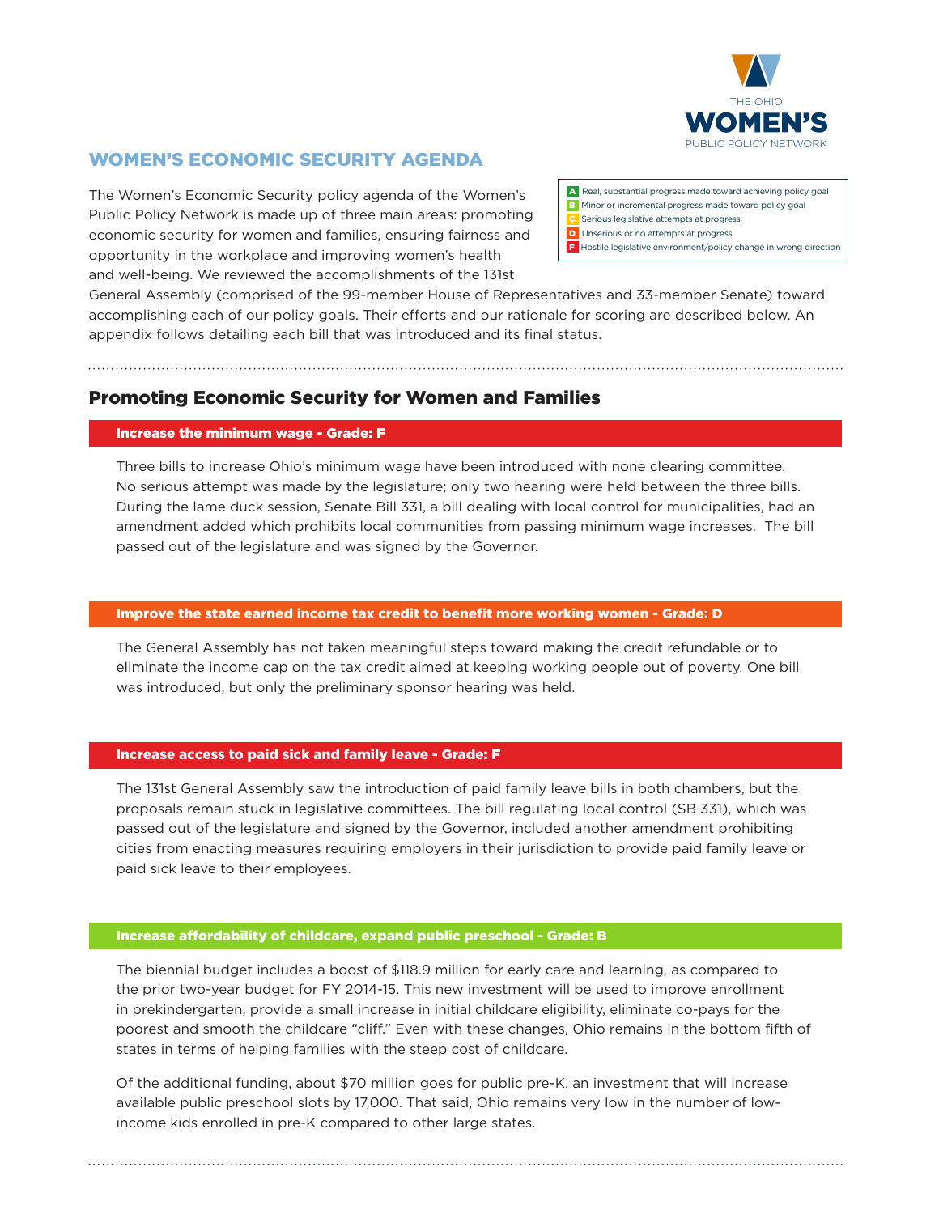THE OHIO **WOMEN'S** PUBLIC POLICY NETWORK

## WOMEN'S ECONOMIC SECURITY AGENDA

- **A** Real, substantial progress made toward achieving policy goal
- **B** Minor or incremental progress made toward policy goal
- **C** Serious legislative attempts at progress
- **D** Unserious or no attempts at progress
- **F** Hostile legislative environment/policy change in wrong direction

The Women's Economic Security policy agenda of the Women's Public Policy Network is made up of three main areas: promoting economic security for women and families, ensuring fairness and opportunity in the workplace and improving women's health and well-being. We reviewed the accomplishments of the 131st General Assembly (comprised of the 99-member House of Representatives and 33-member Senate) toward accomplishing each of our policy goals. Their efforts and our rationale for scoring are described below. An appendix follows detailing each bill that was introduced and its final status.

## Promoting Economic Security for Women and Families

### Increase the minimum wage - Grade: F

Three bills to increase Ohio's minimum wage have been introduced with none clearing committee. No serious attempt was made by the legislature; only two hearing were held between the three bills. During the lame duck session, Senate Bill 331, a bill dealing with local control for municipalities, had an amendment added which prohibits local communities from passing minimum wage increases. The bill passed out of the legislature and was signed by the Governor.

### Improve the state earned income tax credit to benefit more working women - Grade: D

The General Assembly has not taken meaningful steps toward making the credit refundable or to eliminate the income cap on the tax credit aimed at keeping working people out of poverty. One bill was introduced, but only the preliminary sponsor hearing was held.

### Increase access to paid sick and family leave - Grade: F

The 131st General Assembly saw the introduction of paid family leave bills in both chambers, but the proposals remain stuck in legislative committees. The bill regulating local control (SB 331), which was passed out of the legislature and signed by the Governor, included another amendment prohibiting cities from enacting measures requiring employers in their jurisdiction to provide paid family leave or paid sick leave to their employees.

### Increase affordability of childcare, expand public preschool - Grade: B

The biennial budget includes a boost of $118.9 million for early care and learning, as compared to the prior two-year budget for FY 2014-15. This new investment will be used to improve enrollment in prekindergarten, provide a small increase in initial childcare eligibility, eliminate co-pays for the poorest and smooth the childcare "cliff." Even with these changes, Ohio remains in the bottom fifth of states in terms of helping families with the steep cost of childcare.

Of the additional funding, about $70 million goes for public pre-K, an investment that will increase available public preschool slots by 17,000. That said, Ohio remains very low in the number of low-income kids enrolled in pre-K compared to other large states.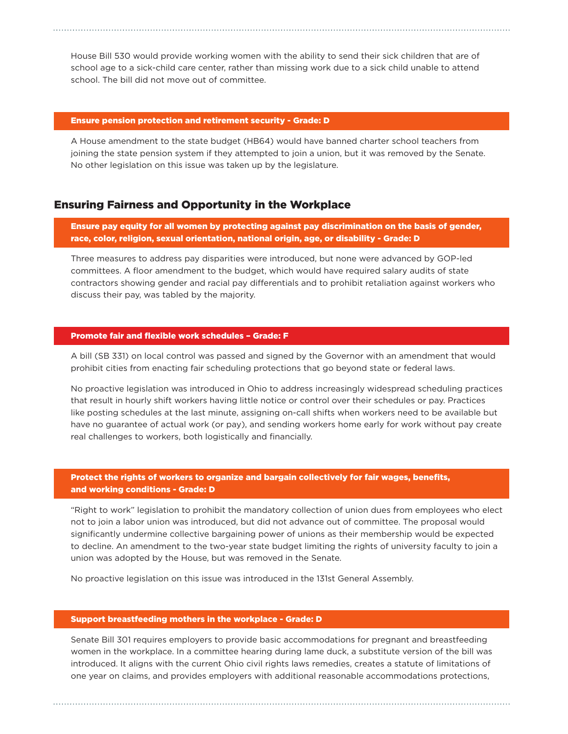House Bill 530 would provide working women with the ability to send their sick children that are of school age to a sick-child care center, rather than missing work due to a sick child unable to attend school. The bill did not move out of committee.

### Ensure pension protection and retirement security - Grade: D

A House amendment to the state budget (HB64) would have banned charter school teachers from joining the state pension system if they attempted to join a union, but it was removed by the Senate. No other legislation on this issue was taken up by the legislature.

## Ensuring Fairness and Opportunity in the Workplace

### Ensure pay equity for all women by protecting against pay discrimination on the basis of gender, race, color, religion, sexual orientation, national origin, age, or disability - Grade: D

Three measures to address pay disparities were introduced, but none were advanced by GOP-led committees. A floor amendment to the budget, which would have required salary audits of state contractors showing gender and racial pay differentials and to prohibit retaliation against workers who discuss their pay, was tabled by the majority.

### Promote fair and flexible work schedules – Grade: F

A bill (SB 331) on local control was passed and signed by the Governor with an amendment that would prohibit cities from enacting fair scheduling protections that go beyond state or federal laws.

No proactive legislation was introduced in Ohio to address increasingly widespread scheduling practices that result in hourly shift workers having little notice or control over their schedules or pay. Practices like posting schedules at the last minute, assigning on-call shifts when workers need to be available but have no guarantee of actual work (or pay), and sending workers home early for work without pay create real challenges to workers, both logistically and financially.

### Protect the rights of workers to organize and bargain collectively for fair wages, benefits, and working conditions - Grade: D

"Right to work" legislation to prohibit the mandatory collection of union dues from employees who elect not to join a labor union was introduced, but did not advance out of committee. The proposal would significantly undermine collective bargaining power of unions as their membership would be expected to decline. An amendment to the two-year state budget limiting the rights of university faculty to join a union was adopted by the House, but was removed in the Senate.

No proactive legislation on this issue was introduced in the 131st General Assembly.

### Support breastfeeding mothers in the workplace - Grade: D

Senate Bill 301 requires employers to provide basic accommodations for pregnant and breastfeeding women in the workplace. In a committee hearing during lame duck, a substitute version of the bill was introduced. It aligns with the current Ohio civil rights laws remedies, creates a statute of limitations of one year on claims, and provides employers with additional reasonable accommodations protections,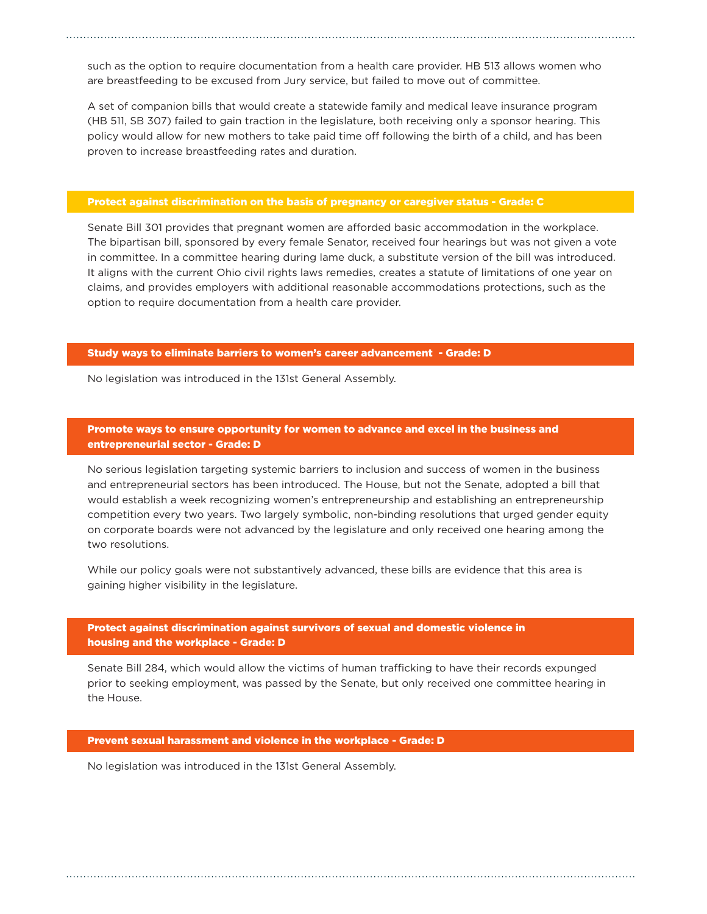such as the option to require documentation from a health care provider. HB 513 allows women who are breastfeeding to be excused from Jury service, but failed to move out of committee.

A set of companion bills that would create a statewide family and medical leave insurance program (HB 511, SB 307) failed to gain traction in the legislature, both receiving only a sponsor hearing. This policy would allow for new mothers to take paid time off following the birth of a child, and has been proven to increase breastfeeding rates and duration.

### Protect against discrimination on the basis of pregnancy or caregiver status - Grade: C

Senate Bill 301 provides that pregnant women are afforded basic accommodation in the workplace. The bipartisan bill, sponsored by every female Senator, received four hearings but was not given a vote in committee. In a committee hearing during lame duck, a substitute version of the bill was introduced. It aligns with the current Ohio civil rights laws remedies, creates a statute of limitations of one year on claims, and provides employers with additional reasonable accommodations protections, such as the option to require documentation from a health care provider.

### Study ways to eliminate barriers to women's career advancement - Grade: D

No legislation was introduced in the 131st General Assembly.

### Promote ways to ensure opportunity for women to advance and excel in the business and entrepreneurial sector - Grade: D

No serious legislation targeting systemic barriers to inclusion and success of women in the business and entrepreneurial sectors has been introduced. The House, but not the Senate, adopted a bill that would establish a week recognizing women's entrepreneurship and establishing an entrepreneurship competition every two years. Two largely symbolic, non-binding resolutions that urged gender equity on corporate boards were not advanced by the legislature and only received one hearing among the two resolutions.

While our policy goals were not substantively advanced, these bills are evidence that this area is gaining higher visibility in the legislature.

### Protect against discrimination against survivors of sexual and domestic violence in housing and the workplace - Grade: D

Senate Bill 284, which would allow the victims of human trafficking to have their records expunged prior to seeking employment, was passed by the Senate, but only received one committee hearing in the House.

### Prevent sexual harassment and violence in the workplace - Grade: D

No legislation was introduced in the 131st General Assembly.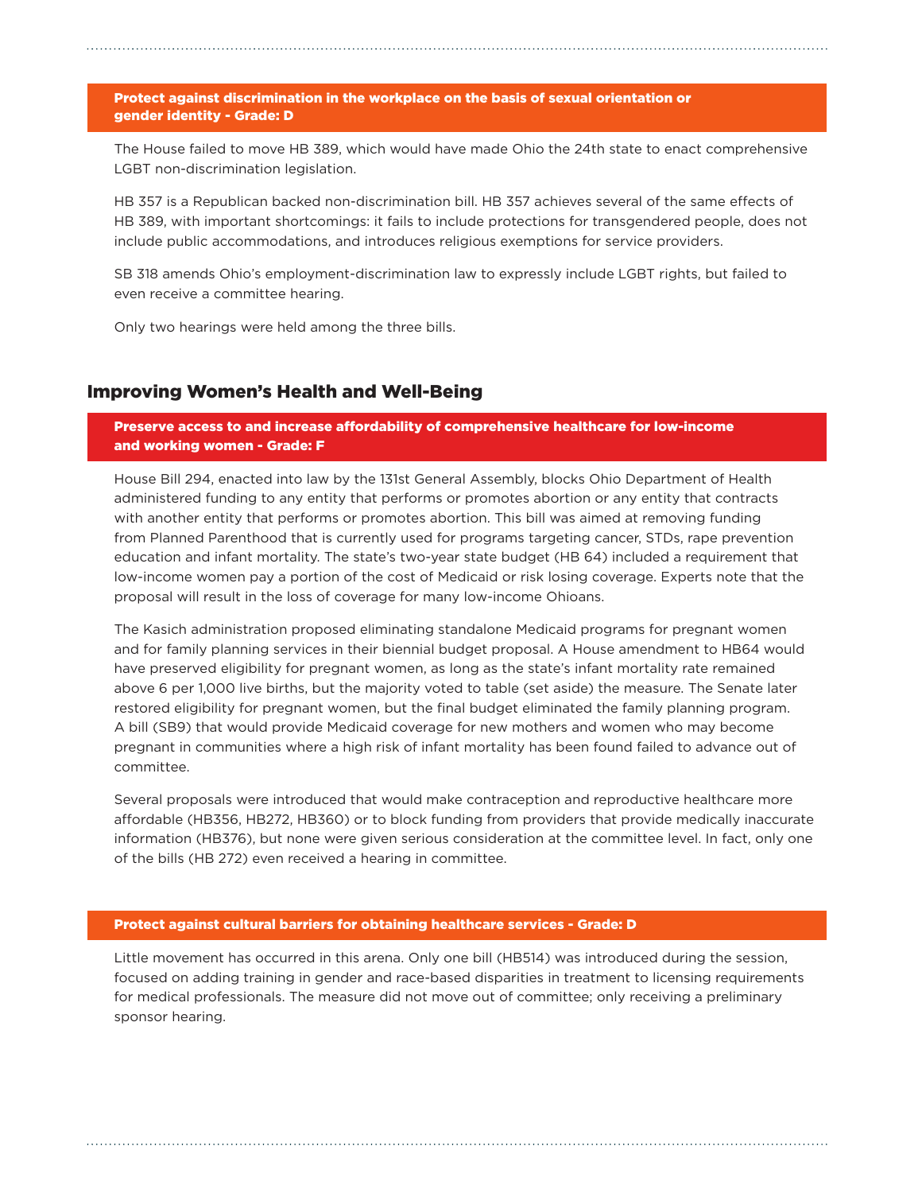**Protect against discrimination in the workplace on the basis of sexual orientation or gender identity - Grade: D**

The House failed to move HB 389, which would have made Ohio the 24th state to enact comprehensive LGBT non-discrimination legislation.

HB 357 is a Republican backed non-discrimination bill. HB 357 achieves several of the same effects of HB 389, with important shortcomings: it fails to include protections for transgendered people, does not include public accommodations, and introduces religious exemptions for service providers.

SB 318 amends Ohio's employment-discrimination law to expressly include LGBT rights, but failed to even receive a committee hearing.

Only two hearings were held among the three bills.

## Improving Women's Health and Well-Being

**Preserve access to and increase affordability of comprehensive healthcare for low-income and working women - Grade: F**

House Bill 294, enacted into law by the 131st General Assembly, blocks Ohio Department of Health administered funding to any entity that performs or promotes abortion or any entity that contracts with another entity that performs or promotes abortion. This bill was aimed at removing funding from Planned Parenthood that is currently used for programs targeting cancer, STDs, rape prevention education and infant mortality. The state's two-year state budget (HB 64) included a requirement that low-income women pay a portion of the cost of Medicaid or risk losing coverage. Experts note that the proposal will result in the loss of coverage for many low-income Ohioans.

The Kasich administration proposed eliminating standalone Medicaid programs for pregnant women and for family planning services in their biennial budget proposal. A House amendment to HB64 would have preserved eligibility for pregnant women, as long as the state's infant mortality rate remained above 6 per 1,000 live births, but the majority voted to table (set aside) the measure. The Senate later restored eligibility for pregnant women, but the final budget eliminated the family planning program. A bill (SB9) that would provide Medicaid coverage for new mothers and women who may become pregnant in communities where a high risk of infant mortality has been found failed to advance out of committee.

Several proposals were introduced that would make contraception and reproductive healthcare more affordable (HB356, HB272, HB360) or to block funding from providers that provide medically inaccurate information (HB376), but none were given serious consideration at the committee level. In fact, only one of the bills (HB 272) even received a hearing in committee.

**Protect against cultural barriers for obtaining healthcare services - Grade: D**

Little movement has occurred in this arena. Only one bill (HB514) was introduced during the session, focused on adding training in gender and race-based disparities in treatment to licensing requirements for medical professionals. The measure did not move out of committee; only receiving a preliminary sponsor hearing.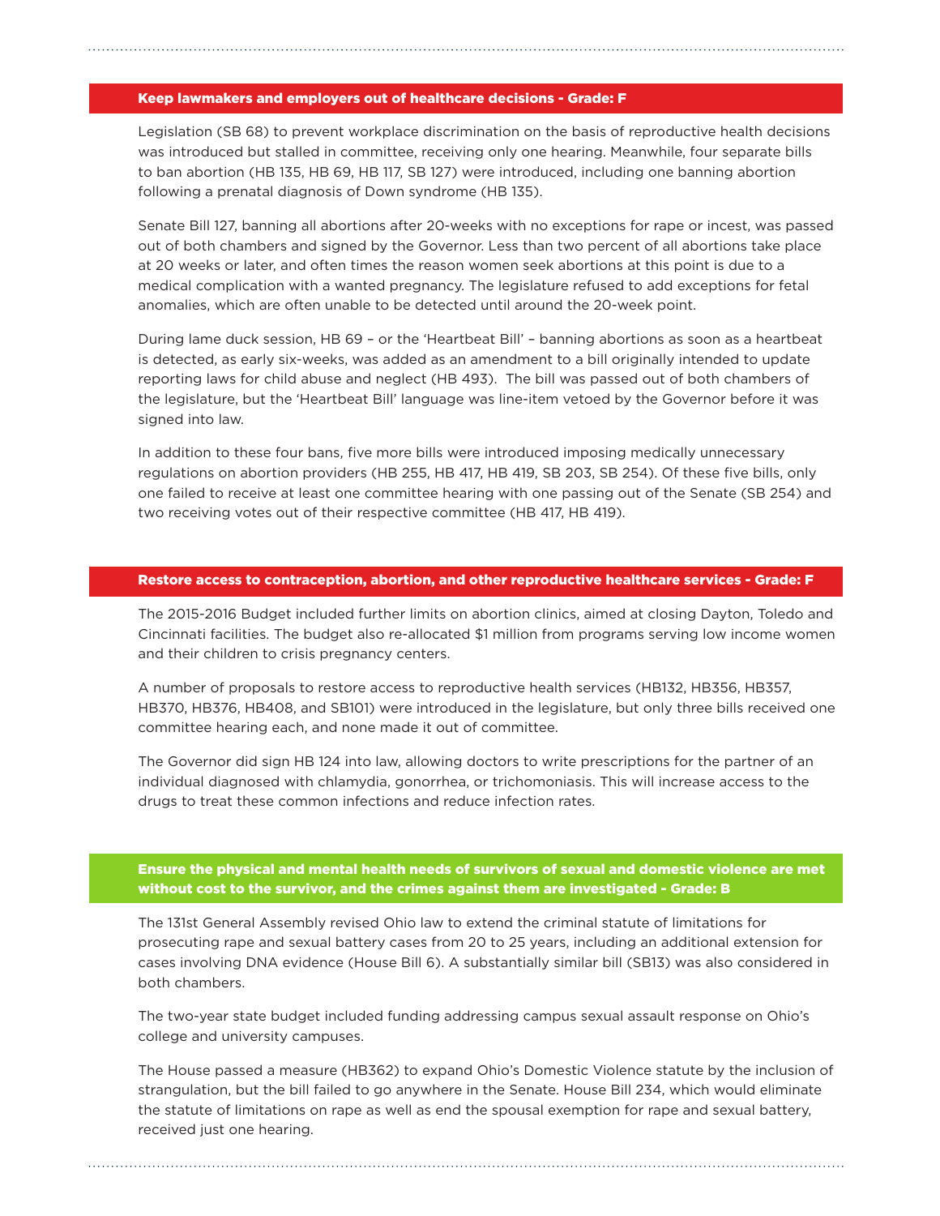## Keep lawmakers and employers out of healthcare decisions - Grade: F

Legislation (SB 68) to prevent workplace discrimination on the basis of reproductive health decisions was introduced but stalled in committee, receiving only one hearing. Meanwhile, four separate bills to ban abortion (HB 135, HB 69, HB 117, SB 127) were introduced, including one banning abortion following a prenatal diagnosis of Down syndrome (HB 135).

Senate Bill 127, banning all abortions after 20-weeks with no exceptions for rape or incest, was passed out of both chambers and signed by the Governor. Less than two percent of all abortions take place at 20 weeks or later, and often times the reason women seek abortions at this point is due to a medical complication with a wanted pregnancy. The legislature refused to add exceptions for fetal anomalies, which are often unable to be detected until around the 20-week point.

During lame duck session, HB 69 – or the 'Heartbeat Bill' – banning abortions as soon as a heartbeat is detected, as early six-weeks, was added as an amendment to a bill originally intended to update reporting laws for child abuse and neglect (HB 493). The bill was passed out of both chambers of the legislature, but the 'Heartbeat Bill' language was line-item vetoed by the Governor before it was signed into law.

In addition to these four bans, five more bills were introduced imposing medically unnecessary regulations on abortion providers (HB 255, HB 417, HB 419, SB 203, SB 254). Of these five bills, only one failed to receive at least one committee hearing with one passing out of the Senate (SB 254) and two receiving votes out of their respective committee (HB 417, HB 419).

## Restore access to contraception, abortion, and other reproductive healthcare services - Grade: F

The 2015-2016 Budget included further limits on abortion clinics, aimed at closing Dayton, Toledo and Cincinnati facilities. The budget also re-allocated $1 million from programs serving low income women and their children to crisis pregnancy centers.

A number of proposals to restore access to reproductive health services (HB132, HB356, HB357, HB370, HB376, HB408, and SB101) were introduced in the legislature, but only three bills received one committee hearing each, and none made it out of committee.

The Governor did sign HB 124 into law, allowing doctors to write prescriptions for the partner of an individual diagnosed with chlamydia, gonorrhea, or trichomoniasis. This will increase access to the drugs to treat these common infections and reduce infection rates.

## Ensure the physical and mental health needs of survivors of sexual and domestic violence are met without cost to the survivor, and the crimes against them are investigated - Grade: B

The 131st General Assembly revised Ohio law to extend the criminal statute of limitations for prosecuting rape and sexual battery cases from 20 to 25 years, including an additional extension for cases involving DNA evidence (House Bill 6). A substantially similar bill (SB13) was also considered in both chambers.

The two-year state budget included funding addressing campus sexual assault response on Ohio's college and university campuses.

The House passed a measure (HB362) to expand Ohio's Domestic Violence statute by the inclusion of strangulation, but the bill failed to go anywhere in the Senate. House Bill 234, which would eliminate the statute of limitations on rape as well as end the spousal exemption for rape and sexual battery, received just one hearing.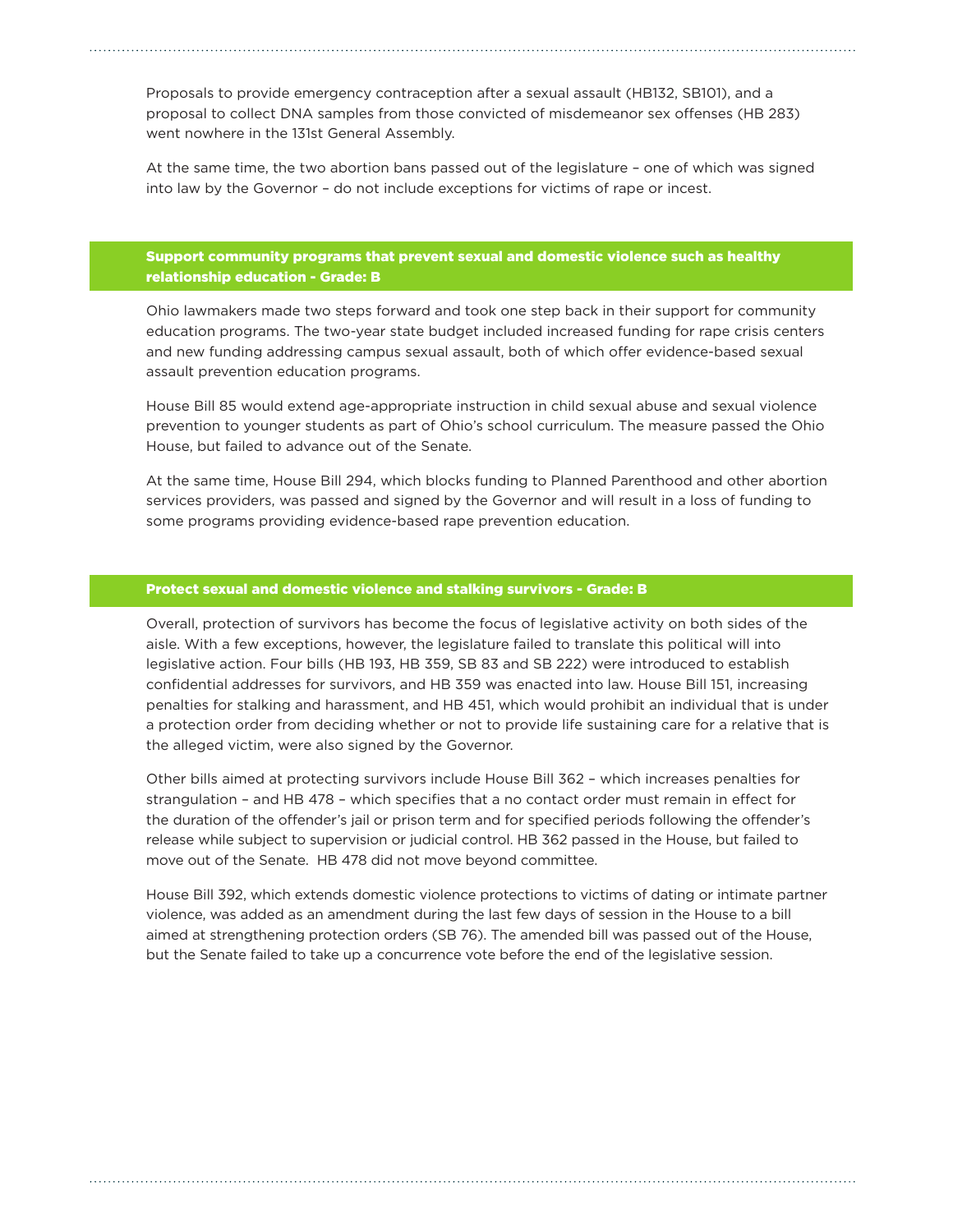Proposals to provide emergency contraception after a sexual assault (HB132, SB101), and a proposal to collect DNA samples from those convicted of misdemeanor sex offenses (HB 283) went nowhere in the 131st General Assembly.

At the same time, the two abortion bans passed out of the legislature – one of which was signed into law by the Governor – do not include exceptions for victims of rape or incest.

## Support community programs that prevent sexual and domestic violence such as healthy relationship education - Grade: B

Ohio lawmakers made two steps forward and took one step back in their support for community education programs. The two-year state budget included increased funding for rape crisis centers and new funding addressing campus sexual assault, both of which offer evidence-based sexual assault prevention education programs.

House Bill 85 would extend age-appropriate instruction in child sexual abuse and sexual violence prevention to younger students as part of Ohio's school curriculum. The measure passed the Ohio House, but failed to advance out of the Senate.

At the same time, House Bill 294, which blocks funding to Planned Parenthood and other abortion services providers, was passed and signed by the Governor and will result in a loss of funding to some programs providing evidence-based rape prevention education.

## Protect sexual and domestic violence and stalking survivors - Grade: B

Overall, protection of survivors has become the focus of legislative activity on both sides of the aisle. With a few exceptions, however, the legislature failed to translate this political will into legislative action. Four bills (HB 193, HB 359, SB 83 and SB 222) were introduced to establish confidential addresses for survivors, and HB 359 was enacted into law. House Bill 151, increasing penalties for stalking and harassment, and HB 451, which would prohibit an individual that is under a protection order from deciding whether or not to provide life sustaining care for a relative that is the alleged victim, were also signed by the Governor.

Other bills aimed at protecting survivors include House Bill 362 – which increases penalties for strangulation – and HB 478 – which specifies that a no contact order must remain in effect for the duration of the offender's jail or prison term and for specified periods following the offender's release while subject to supervision or judicial control. HB 362 passed in the House, but failed to move out of the Senate. HB 478 did not move beyond committee.

House Bill 392, which extends domestic violence protections to victims of dating or intimate partner violence, was added as an amendment during the last few days of session in the House to a bill aimed at strengthening protection orders (SB 76). The amended bill was passed out of the House, but the Senate failed to take up a concurrence vote before the end of the legislative session.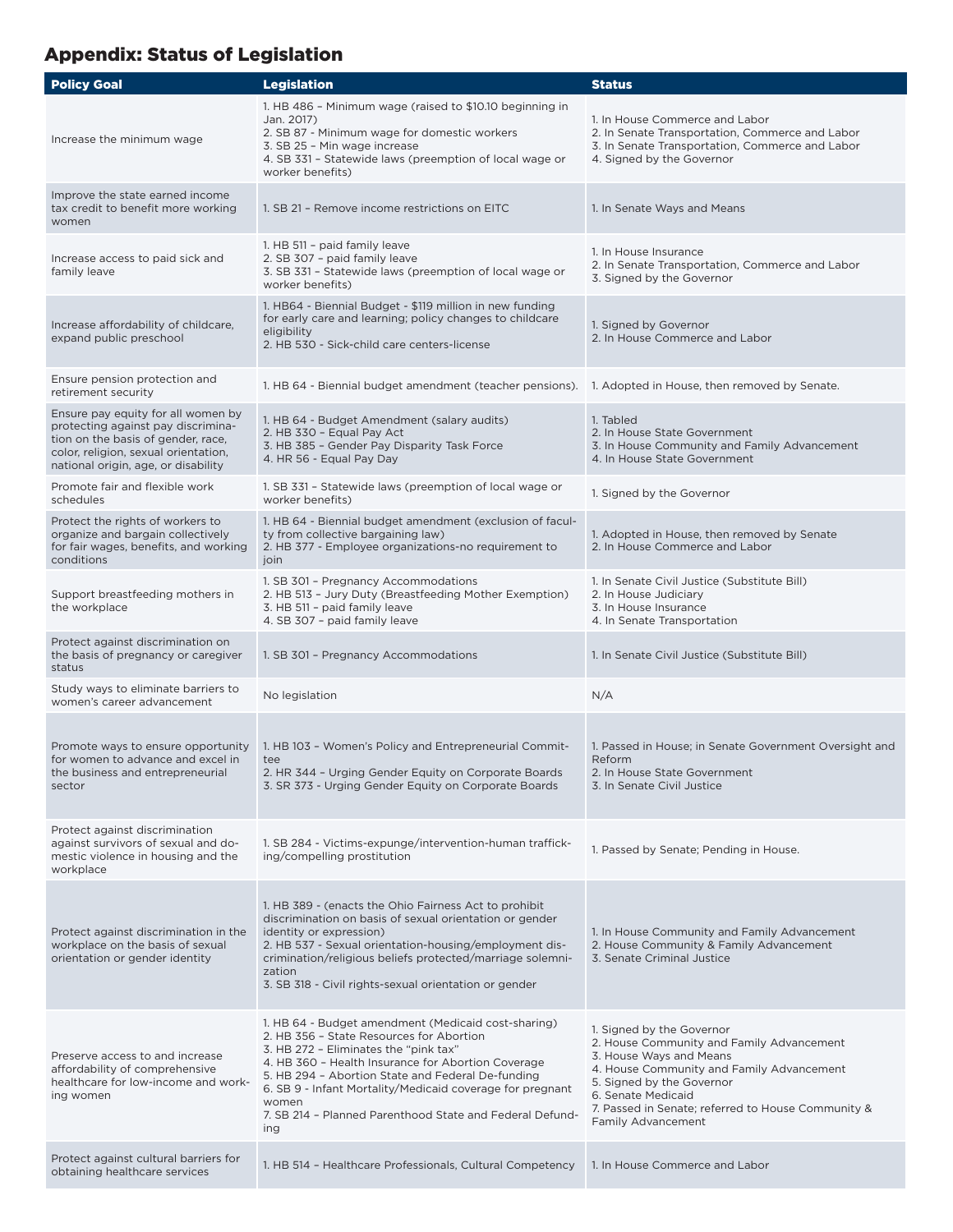## Appendix: Status of Legislation

| Policy Goal | Legislation | Status |
|---|---|---|
| Increase the minimum wage | 1. HB 486 – Minimum wage (raised to $10.10 beginning in Jan. 2017)<br>2. SB 87 - Minimum wage for domestic workers<br>3. SB 25 – Min wage increase<br>4. SB 331 – Statewide laws (preemption of local wage or worker benefits) | 1. In House Commerce and Labor<br>2. In Senate Transportation, Commerce and Labor<br>3. In Senate Transportation, Commerce and Labor<br>4. Signed by the Governor |
| Improve the state earned income tax credit to benefit more working women | 1. SB 21 – Remove income restrictions on EITC | 1. In Senate Ways and Means |
| Increase access to paid sick and family leave | 1. HB 511 – paid family leave<br>2. SB 307 – paid family leave<br>3. SB 331 – Statewide laws (preemption of local wage or worker benefits) | 1. In House Insurance<br>2. In Senate Transportation, Commerce and Labor<br>3. Signed by the Governor |
| Increase affordability of childcare, expand public preschool | 1. HB64 - Biennial Budget - $119 million in new funding for early care and learning; policy changes to childcare eligibility<br>2. HB 530 - Sick-child care centers-license | 1. Signed by Governor<br>2. In House Commerce and Labor |
| Ensure pension protection and retirement security | 1. HB 64 - Biennial budget amendment (teacher pensions). | 1. Adopted in House, then removed by Senate. |
| Ensure pay equity for all women by protecting against pay discrimination on the basis of gender, race, color, religion, sexual orientation, national origin, age, or disability | 1. HB 64 - Budget Amendment (salary audits)<br>2. HB 330 – Equal Pay Act<br>3. HB 385 – Gender Pay Disparity Task Force<br>4. HR 56 - Equal Pay Day | 1. Tabled<br>2. In House State Government<br>3. In House Community and Family Advancement<br>4. In House State Government |
| Promote fair and flexible work schedules | 1. SB 331 – Statewide laws (preemption of local wage or worker benefits) | 1. Signed by the Governor |
| Protect the rights of workers to organize and bargain collectively for fair wages, benefits, and working conditions | 1. HB 64 - Biennial budget amendment (exclusion of faculty from collective bargaining law)<br>2. HB 377 - Employee organizations-no requirement to join | 1. Adopted in House, then removed by Senate<br>2. In House Commerce and Labor |
| Support breastfeeding mothers in the workplace | 1. SB 301 – Pregnancy Accommodations<br>2. HB 513 – Jury Duty (Breastfeeding Mother Exemption)<br>3. HB 511 – paid family leave<br>4. SB 307 – paid family leave | 1. In Senate Civil Justice (Substitute Bill)<br>2. In House Judiciary<br>3. In House Insurance<br>4. In Senate Transportation |
| Protect against discrimination on the basis of pregnancy or caregiver status | 1. SB 301 – Pregnancy Accommodations | 1. In Senate Civil Justice (Substitute Bill) |
| Study ways to eliminate barriers to women's career advancement | No legislation | N/A |
| Promote ways to ensure opportunity for women to advance and excel in the business and entrepreneurial sector | 1. HB 103 – Women's Policy and Entrepreneurial Committee<br>2. HR 344 – Urging Gender Equity on Corporate Boards<br>3. SR 373 - Urging Gender Equity on Corporate Boards | 1. Passed in House; in Senate Government Oversight and Reform<br>2. In House State Government<br>3. In Senate Civil Justice |
| Protect against discrimination against survivors of sexual and domestic violence in housing and the workplace | 1. SB 284 - Victims-expunge/intervention-human trafficking/compelling prostitution | 1. Passed by Senate; Pending in House. |
| Protect against discrimination in the workplace on the basis of sexual orientation or gender identity | 1. HB 389 - (enacts the Ohio Fairness Act to prohibit discrimination on basis of sexual orientation or gender identity or expression)<br>2. HB 537 - Sexual orientation-housing/employment discrimination/religious beliefs protected/marriage solemnization<br>3. SB 318 - Civil rights-sexual orientation or gender | 1. In House Community and Family Advancement<br>2. House Community & Family Advancement<br>3. Senate Criminal Justice |
| Preserve access to and increase affordability of comprehensive healthcare for low-income and working women | 1. HB 64 - Budget amendment (Medicaid cost-sharing)<br>2. HB 356 – State Resources for Abortion<br>3. HB 272 – Eliminates the "pink tax"<br>4. HB 360 – Health Insurance for Abortion Coverage<br>5. HB 294 – Abortion State and Federal De-funding<br>6. SB 9 - Infant Mortality/Medicaid coverage for pregnant women<br>7. SB 214 – Planned Parenthood State and Federal Defunding | 1. Signed by the Governor<br>2. House Community and Family Advancement<br>3. House Ways and Means<br>4. House Community and Family Advancement<br>5. Signed by the Governor<br>6. Senate Medicaid<br>7. Passed in Senate; referred to House Community & Family Advancement |
| Protect against cultural barriers for obtaining healthcare services | 1. HB 514 – Healthcare Professionals, Cultural Competency | 1. In House Commerce and Labor |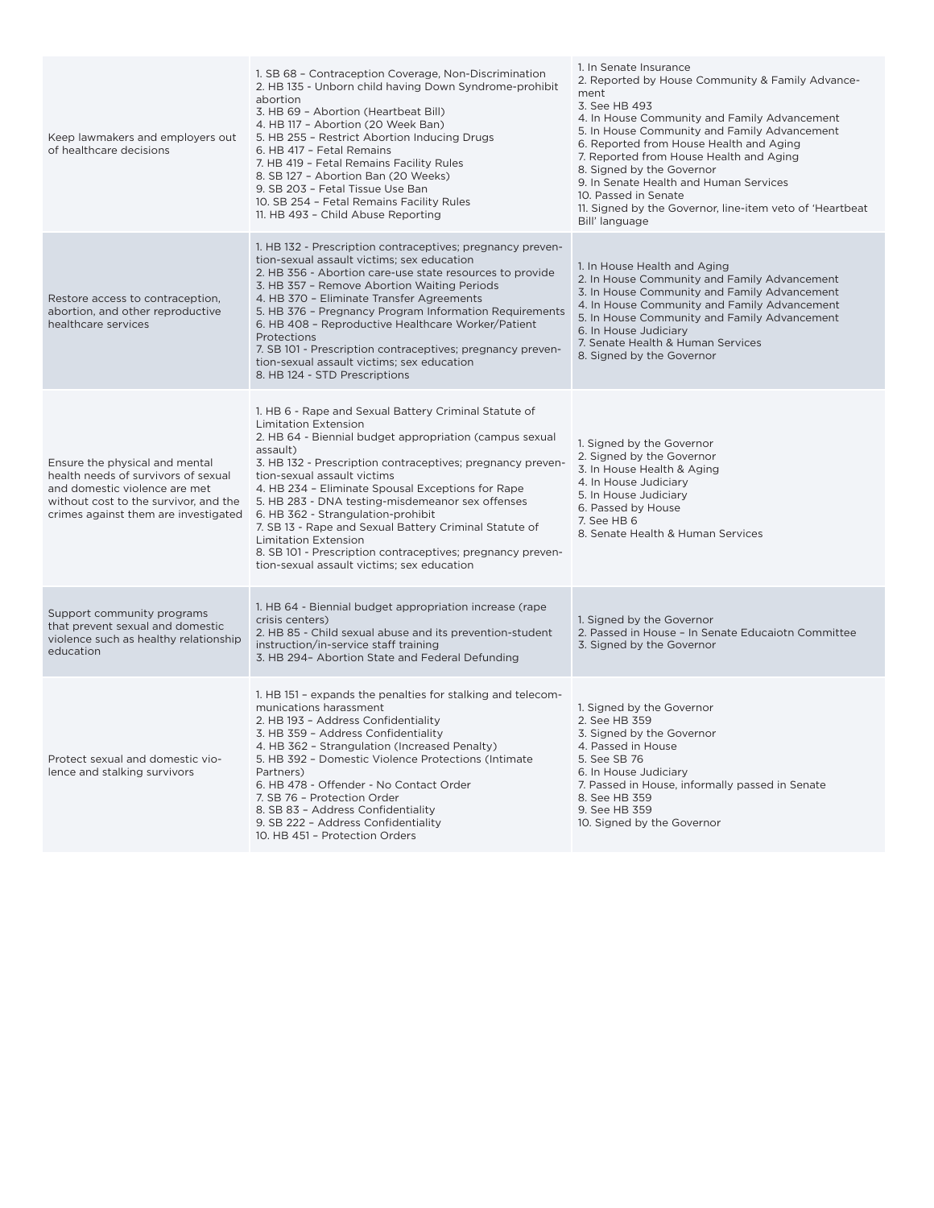| | | |
|---|---|---|
| Keep lawmakers and employers out of healthcare decisions | 1. SB 68 – Contraception Coverage, Non-Discrimination<br>2. HB 135 - Unborn child having Down Syndrome-prohibit abortion<br>3. HB 69 – Abortion (Heartbeat Bill)<br>4. HB 117 – Abortion (20 Week Ban)<br>5. HB 255 – Restrict Abortion Inducing Drugs<br>6. HB 417 – Fetal Remains<br>7. HB 419 – Fetal Remains Facility Rules<br>8. SB 127 – Abortion Ban (20 Weeks)<br>9. SB 203 – Fetal Tissue Use Ban<br>10. SB 254 – Fetal Remains Facility Rules<br>11. HB 493 – Child Abuse Reporting | 1. In Senate Insurance<br>2. Reported by House Community & Family Advancement<br>3. See HB 493<br>4. In House Community and Family Advancement<br>5. In House Community and Family Advancement<br>6. Reported from House Health and Aging<br>7. Reported from House Health and Aging<br>8. Signed by the Governor<br>9. In Senate Health and Human Services<br>10. Passed in Senate<br>11. Signed by the Governor, line-item veto of 'Heartbeat Bill' language |
| Restore access to contraception, abortion, and other reproductive healthcare services | 1. HB 132 - Prescription contraceptives; pregnancy prevention-sexual assault victims; sex education<br>2. HB 356 - Abortion care-use state resources to provide<br>3. HB 357 – Remove Abortion Waiting Periods<br>4. HB 370 – Eliminate Transfer Agreements<br>5. HB 376 – Pregnancy Program Information Requirements<br>6. HB 408 – Reproductive Healthcare Worker/Patient Protections<br>7. SB 101 - Prescription contraceptives; pregnancy prevention-sexual assault victims; sex education<br>8. HB 124 - STD Prescriptions | 1. In House Health and Aging<br>2. In House Community and Family Advancement<br>3. In House Community and Family Advancement<br>4. In House Community and Family Advancement<br>5. In House Community and Family Advancement<br>6. In House Judiciary<br>7. Senate Health & Human Services<br>8. Signed by the Governor |
| Ensure the physical and mental health needs of survivors of sexual and domestic violence are met without cost to the survivor, and the crimes against them are investigated | 1. HB 6 - Rape and Sexual Battery Criminal Statute of Limitation Extension<br>2. HB 64 - Biennial budget appropriation (campus sexual assault)<br>3. HB 132 - Prescription contraceptives; pregnancy prevention-sexual assault victims<br>4. HB 234 – Eliminate Spousal Exceptions for Rape<br>5. HB 283 - DNA testing-misdemeanor sex offenses<br>6. HB 362 - Strangulation-prohibit<br>7. SB 13 - Rape and Sexual Battery Criminal Statute of Limitation Extension<br>8. SB 101 - Prescription contraceptives; pregnancy prevention-sexual assault victims; sex education | 1. Signed by the Governor<br>2. Signed by the Governor<br>3. In House Health & Aging<br>4. In House Judiciary<br>5. In House Judiciary<br>6. Passed by House<br>7. See HB 6<br>8. Senate Health & Human Services |
| Support community programs that prevent sexual and domestic violence such as healthy relationship education | 1. HB 64 - Biennial budget appropriation increase (rape crisis centers)<br>2. HB 85 - Child sexual abuse and its prevention-student instruction/in-service staff training<br>3. HB 294– Abortion State and Federal Defunding | 1. Signed by the Governor<br>2. Passed in House – In Senate Educaiotn Committee<br>3. Signed by the Governor |
| Protect sexual and domestic violence and stalking survivors | 1. HB 151 – expands the penalties for stalking and telecommunications harassment<br>2. HB 193 – Address Confidentiality<br>3. HB 359 – Address Confidentiality<br>4. HB 362 – Strangulation (Increased Penalty)<br>5. HB 392 – Domestic Violence Protections (Intimate Partners)<br>6. HB 478 - Offender - No Contact Order<br>7. SB 76 – Protection Order<br>8. SB 83 – Address Confidentiality<br>9. SB 222 – Address Confidentiality<br>10. HB 451 – Protection Orders | 1. Signed by the Governor<br>2. See HB 359<br>3. Signed by the Governor<br>4. Passed in House<br>5. See SB 76<br>6. In House Judiciary<br>7. Passed in House, informally passed in Senate<br>8. See HB 359<br>9. See HB 359<br>10. Signed by the Governor |